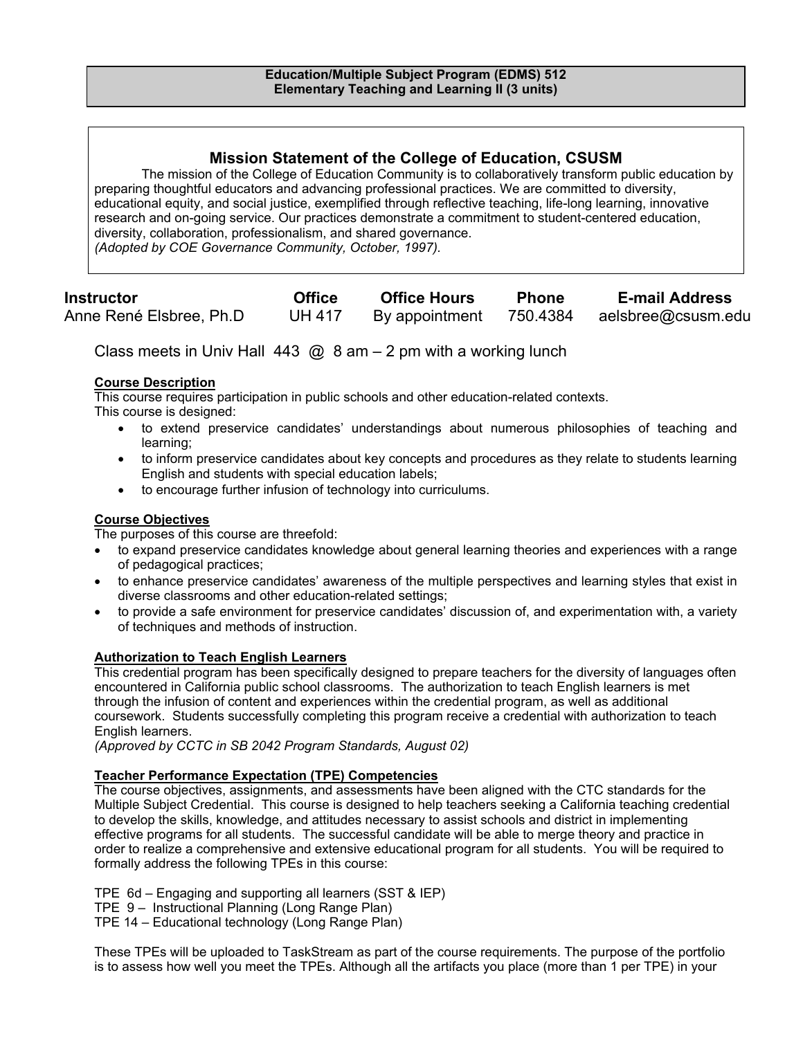**Education/Multiple Subject Program (EDMS) 512**
**Elementary Teaching and Learning II (3 units)**

## Mission Statement of the College of Education, CSUSM

The mission of the College of Education Community is to collaboratively transform public education by preparing thoughtful educators and advancing professional practices. We are committed to diversity, educational equity, and social justice, exemplified through reflective teaching, life-long learning, innovative research and on-going service. Our practices demonstrate a commitment to student-centered education, diversity, collaboration, professionalism, and shared governance.
*(Adopted by COE Governance Community, October, 1997).*

| Instructor | Office | Office Hours | Phone | E-mail Address |
|---|---|---|---|---|
| Anne René Elsbree, Ph.D | UH 417 | By appointment | 750.4384 | aelsbree@csusm.edu |

Class meets in Univ Hall 443 @ 8 am – 2 pm with a working lunch

**Course Description**

This course requires participation in public schools and other education-related contexts.
This course is designed:

- to extend preservice candidates' understandings about numerous philosophies of teaching and learning;
- to inform preservice candidates about key concepts and procedures as they relate to students learning English and students with special education labels;
- to encourage further infusion of technology into curriculums.

**Course Objectives**

The purposes of this course are threefold:

- to expand preservice candidates knowledge about general learning theories and experiences with a range of pedagogical practices;
- to enhance preservice candidates' awareness of the multiple perspectives and learning styles that exist in diverse classrooms and other education-related settings;
- to provide a safe environment for preservice candidates' discussion of, and experimentation with, a variety of techniques and methods of instruction.

**Authorization to Teach English Learners**

This credential program has been specifically designed to prepare teachers for the diversity of languages often encountered in California public school classrooms. The authorization to teach English learners is met through the infusion of content and experiences within the credential program, as well as additional coursework. Students successfully completing this program receive a credential with authorization to teach English learners.
*(Approved by CCTC in SB 2042 Program Standards, August 02)*

**Teacher Performance Expectation (TPE) Competencies**

The course objectives, assignments, and assessments have been aligned with the CTC standards for the Multiple Subject Credential. This course is designed to help teachers seeking a California teaching credential to develop the skills, knowledge, and attitudes necessary to assist schools and district in implementing effective programs for all students. The successful candidate will be able to merge theory and practice in order to realize a comprehensive and extensive educational program for all students. You will be required to formally address the following TPEs in this course:

TPE 6d – Engaging and supporting all learners (SST & IEP)
TPE 9 – Instructional Planning (Long Range Plan)
TPE 14 – Educational technology (Long Range Plan)

These TPEs will be uploaded to TaskStream as part of the course requirements. The purpose of the portfolio is to assess how well you meet the TPEs. Although all the artifacts you place (more than 1 per TPE) in your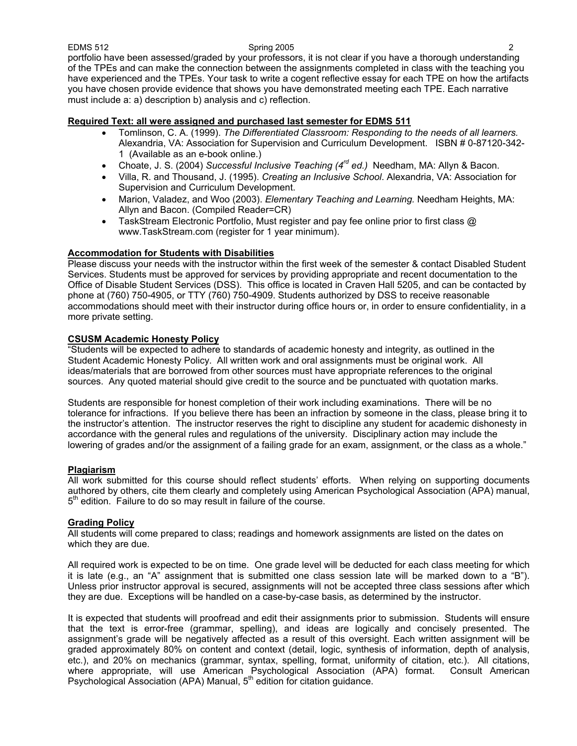portfolio have been assessed/graded by your professors, it is not clear if you have a thorough understanding of the TPEs and can make the connection between the assignments completed in class with the teaching you have experienced and the TPEs. Your task to write a cogent reflective essay for each TPE on how the artifacts you have chosen provide evidence that shows you have demonstrated meeting each TPE. Each narrative must include a: a) description b) analysis and c) reflection.

**Required Text: all were assigned and purchased last semester for EDMS 511**

- Tomlinson, C. A. (1999). *The Differentiated Classroom: Responding to the needs of all learners.* Alexandria, VA: Association for Supervision and Curriculum Development. ISBN # 0-87120-342-1 (Available as an e-book online.)
- Choate, J. S. (2004) *Successful Inclusive Teaching (4th ed.)* Needham, MA: Allyn & Bacon.
- Villa, R. and Thousand, J. (1995). *Creating an Inclusive School*. Alexandria, VA: Association for Supervision and Curriculum Development.
- Marion, Valadez, and Woo (2003). *Elementary Teaching and Learning.* Needham Heights, MA: Allyn and Bacon. (Compiled Reader=CR)
- TaskStream Electronic Portfolio, Must register and pay fee online prior to first class @ www.TaskStream.com (register for 1 year minimum).

**Accommodation for Students with Disabilities**

Please discuss your needs with the instructor within the first week of the semester & contact Disabled Student Services. Students must be approved for services by providing appropriate and recent documentation to the Office of Disable Student Services (DSS). This office is located in Craven Hall 5205, and can be contacted by phone at (760) 750-4905, or TTY (760) 750-4909. Students authorized by DSS to receive reasonable accommodations should meet with their instructor during office hours or, in order to ensure confidentiality, in a more private setting.

**CSUSM Academic Honesty Policy**

"Students will be expected to adhere to standards of academic honesty and integrity, as outlined in the Student Academic Honesty Policy. All written work and oral assignments must be original work. All ideas/materials that are borrowed from other sources must have appropriate references to the original sources. Any quoted material should give credit to the source and be punctuated with quotation marks.

Students are responsible for honest completion of their work including examinations. There will be no tolerance for infractions. If you believe there has been an infraction by someone in the class, please bring it to the instructor's attention. The instructor reserves the right to discipline any student for academic dishonesty in accordance with the general rules and regulations of the university. Disciplinary action may include the lowering of grades and/or the assignment of a failing grade for an exam, assignment, or the class as a whole."

**Plagiarism**

All work submitted for this course should reflect students' efforts. When relying on supporting documents authored by others, cite them clearly and completely using American Psychological Association (APA) manual, 5th edition. Failure to do so may result in failure of the course.

**Grading Policy**

All students will come prepared to class; readings and homework assignments are listed on the dates on which they are due.

All required work is expected to be on time. One grade level will be deducted for each class meeting for which it is late (e.g., an "A" assignment that is submitted one class session late will be marked down to a "B"). Unless prior instructor approval is secured, assignments will not be accepted three class sessions after which they are due. Exceptions will be handled on a case-by-case basis, as determined by the instructor.

It is expected that students will proofread and edit their assignments prior to submission. Students will ensure that the text is error-free (grammar, spelling), and ideas are logically and concisely presented. The assignment's grade will be negatively affected as a result of this oversight. Each written assignment will be graded approximately 80% on content and context (detail, logic, synthesis of information, depth of analysis, etc.), and 20% on mechanics (grammar, syntax, spelling, format, uniformity of citation, etc.). All citations, where appropriate, will use American Psychological Association (APA) format. Consult American Psychological Association (APA) Manual, 5th edition for citation guidance.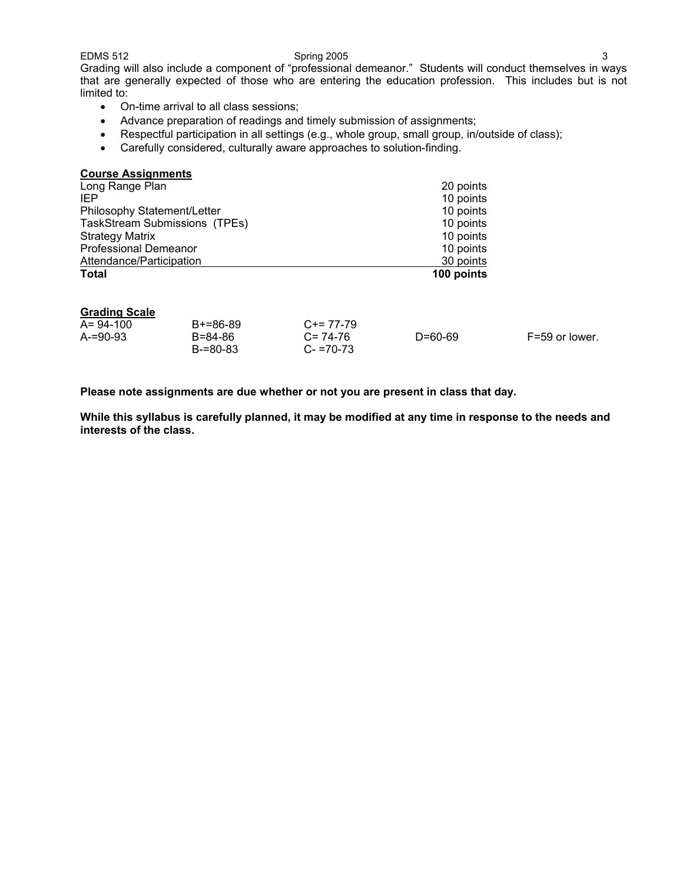Grading will also include a component of "professional demeanor." Students will conduct themselves in ways that are generally expected of those who are entering the education profession. This includes but is not limited to:

- On-time arrival to all class sessions;
- Advance preparation of readings and timely submission of assignments;
- Respectful participation in all settings (e.g., whole group, small group, in/outside of class);
- Carefully considered, culturally aware approaches to solution-finding.

**Course Assignments**

| Assignment | Points |
|---|---|
| Long Range Plan | 20 points |
| IEP | 10 points |
| Philosophy Statement/Letter | 10 points |
| TaskStream Submissions (TPEs) | 10 points |
| Strategy Matrix | 10 points |
| Professional Demeanor | 10 points |
| Attendance/Participation | 30 points |
| **Total** | **100 points** |

**Grading Scale**

| | | | | |
|---|---|---|---|---|
| A= 94-100 | B+=86-89 | C+= 77-79 | | |
| A-=90-93 | B=84-86 | C= 74-76 | D=60-69 | F=59 or lower. |
| | B-=80-83 | C- =70-73 | | |

**Please note assignments are due whether or not you are present in class that day.**

**While this syllabus is carefully planned, it may be modified at any time in response to the needs and interests of the class.**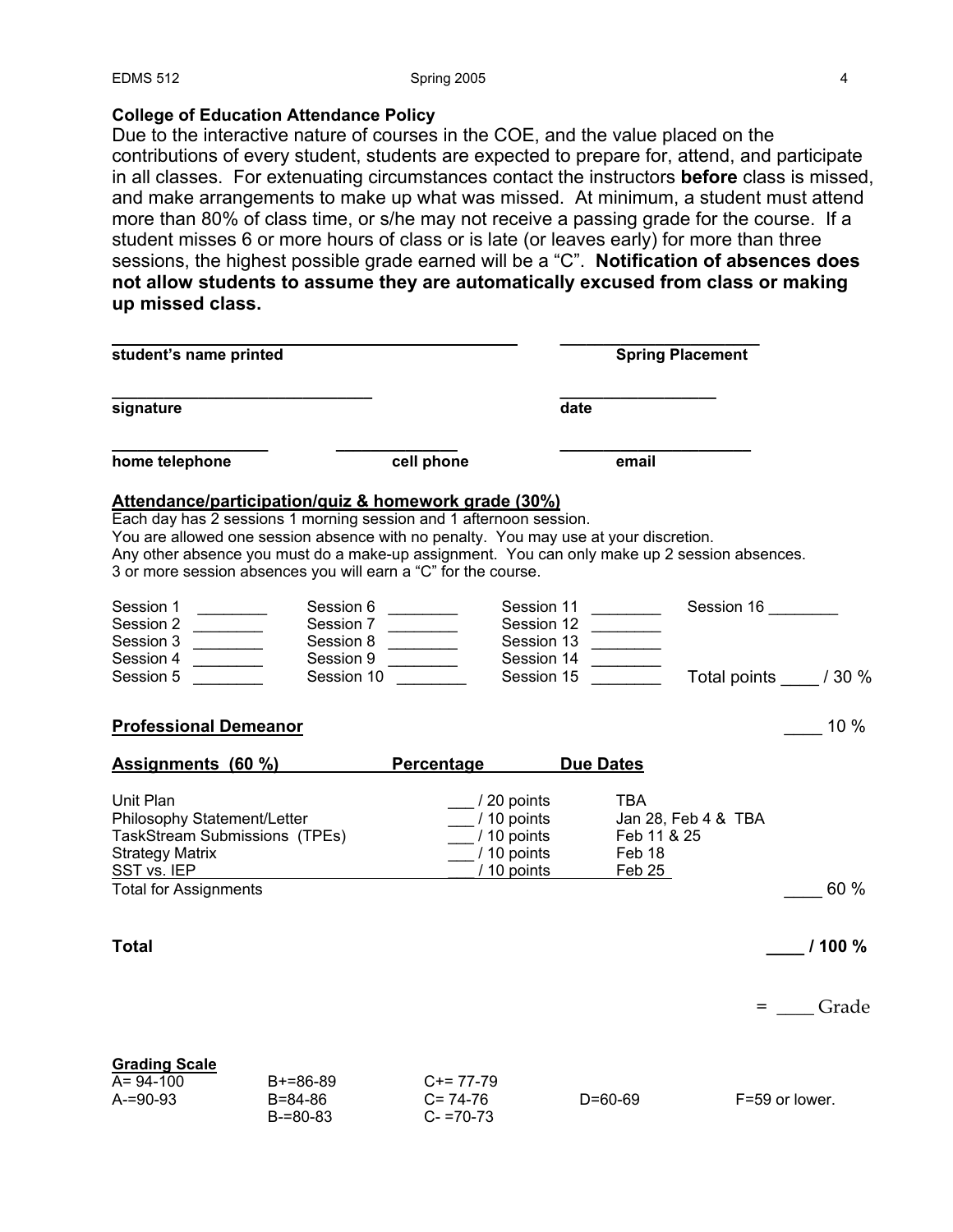**College of Education Attendance Policy**

Due to the interactive nature of courses in the COE, and the value placed on the contributions of every student, students are expected to prepare for, attend, and participate in all classes. For extenuating circumstances contact the instructors **before** class is missed, and make arrangements to make up what was missed. At minimum, a student must attend more than 80% of class time, or s/he may not receive a passing grade for the course. If a student misses 6 or more hours of class or is late (or leaves early) for more than three sessions, the highest possible grade earned will be a "C". **Notification of absences does not allow students to assume they are automatically excused from class or making up missed class.**

_______________________________________ ____________________
**student's name printed** **Spring Placement**

_______________________________ __________________
**signature** **date**

_________________ _____________ ____________________
**home telephone** **cell phone** **email**

**Attendance/participation/quiz & homework grade (30%)**

Each day has 2 sessions 1 morning session and 1 afternoon session.
You are allowed one session absence with no penalty. You may use at your discretion.
Any other absence you must do a make-up assignment. You can only make up 2 session absences.
3 or more session absences you will earn a "C" for the course.

| | | | |
|---|---|---|---|
| Session 1 ________ | Session 6 ________ | Session 11 ________ | Session 16 ________ |
| Session 2 ________ | Session 7 ________ | Session 12 ________ | |
| Session 3 ________ | Session 8 ________ | Session 13 ________ | |
| Session 4 ________ | Session 9 ________ | Session 14 ________ | |
| Session 5 ________ | Session 10 ________ | Session 15 ________ | Total points ____ / 30 % |

**Professional Demeanor** ____ 10 %

| **Assignments (60 %)** | **Percentage** | **Due Dates** | |
|---|---|---|---|
| Unit Plan | ___ / 20 points | TBA | |
| Philosophy Statement/Letter | ___ / 10 points | Jan 28, Feb 4 & TBA | |
| TaskStream Submissions (TPEs) | ___ / 10 points | Feb 11 & 25 | |
| Strategy Matrix | ___ / 10 points | Feb 18 | |
| SST vs. IEP | ___ / 10 points | Feb 25 | |
| Total for Assignments | | | ____ 60 % |

**Total** **____ / 100 %**

= ____ Grade

**Grading Scale**

| | | | | |
|---|---|---|---|---|
| A= 94-100 | B+=86-89 | C+= 77-79 | | |
| A-=90-93 | B=84-86 | C= 74-76 | D=60-69 | F=59 or lower. |
| | B-=80-83 | C- =70-73 | | |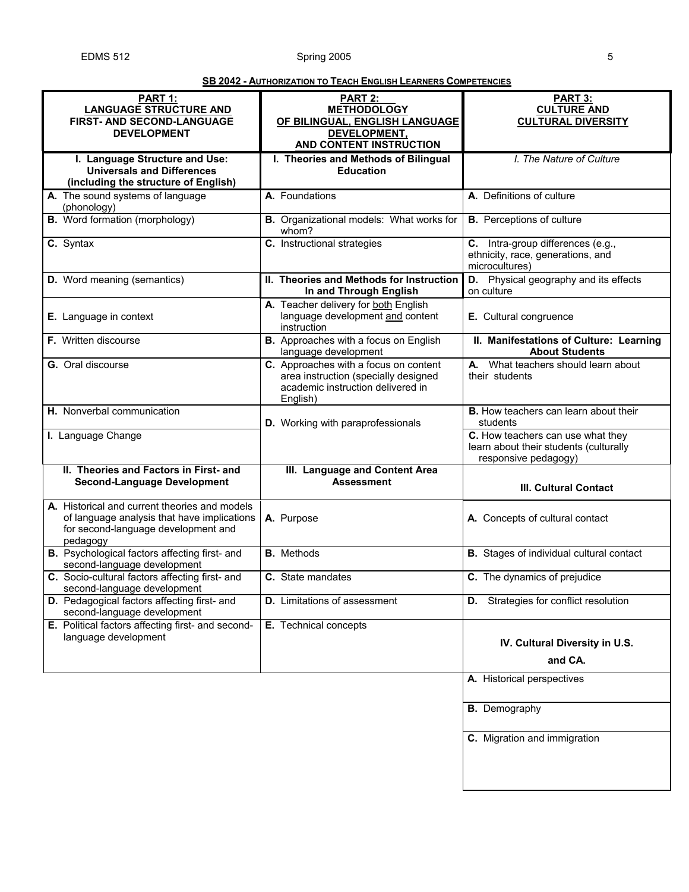**SB 2042 - AUTHORIZATION TO TEACH ENGLISH LEARNERS COMPETENCIES**

| **PART 1: LANGUAGE STRUCTURE AND FIRST- AND SECOND-LANGUAGE DEVELOPMENT** | **PART 2: METHODOLOGY OF BILINGUAL, ENGLISH LANGUAGE DEVELOPMENT, AND CONTENT INSTRUCTION** | **PART 3: CULTURE AND CULTURAL DIVERSITY** |
|---|---|---|
| **I. Language Structure and Use: Universals and Differences (including the structure of English)** | **I. Theories and Methods of Bilingual Education** | *I. The Nature of Culture* |
| **A.** The sound systems of language (phonology) | **A.** Foundations | **A.** Definitions of culture |
| **B.** Word formation (morphology) | **B.** Organizational models: What works for whom? | **B.** Perceptions of culture |
| **C.** Syntax | **C.** Instructional strategies | **C.** Intra-group differences (e.g., ethnicity, race, generations, and microcultures) |
| **D.** Word meaning (semantics) | **II. Theories and Methods for Instruction In and Through English** | **D.** Physical geography and its effects on culture |
| **E.** Language in context | **A.** Teacher delivery for both English language development and content instruction | **E.** Cultural congruence |
| **F.** Written discourse | **B.** Approaches with a focus on English language development | **II. Manifestations of Culture: Learning About Students** |
| **G.** Oral discourse | **C.** Approaches with a focus on content area instruction (specially designed academic instruction delivered in English) | **A.** What teachers should learn about their students |
| **H.** Nonverbal communication | **D.** Working with paraprofessionals | **B.** How teachers can learn about their students |
| **I.** Language Change | | **C.** How teachers can use what they learn about their students (culturally responsive pedagogy) |
| **II. Theories and Factors in First- and Second-Language Development** | **III. Language and Content Area Assessment** | **III. Cultural Contact** |
| **A.** Historical and current theories and models of language analysis that have implications for second-language development and pedagogy | **A.** Purpose | **A.** Concepts of cultural contact |
| **B.** Psychological factors affecting first- and second-language development | **B.** Methods | **B.** Stages of individual cultural contact |
| **C.** Socio-cultural factors affecting first- and second-language development | **C.** State mandates | **C.** The dynamics of prejudice |
| **D.** Pedagogical factors affecting first- and second-language development | **D.** Limitations of assessment | **D.** Strategies for conflict resolution |
| **E.** Political factors affecting first- and second-language development | **E.** Technical concepts | **IV. Cultural Diversity in U.S. and CA.** |
| | | **A.** Historical perspectives |
| | | **B.** Demography |
| | | **C.** Migration and immigration |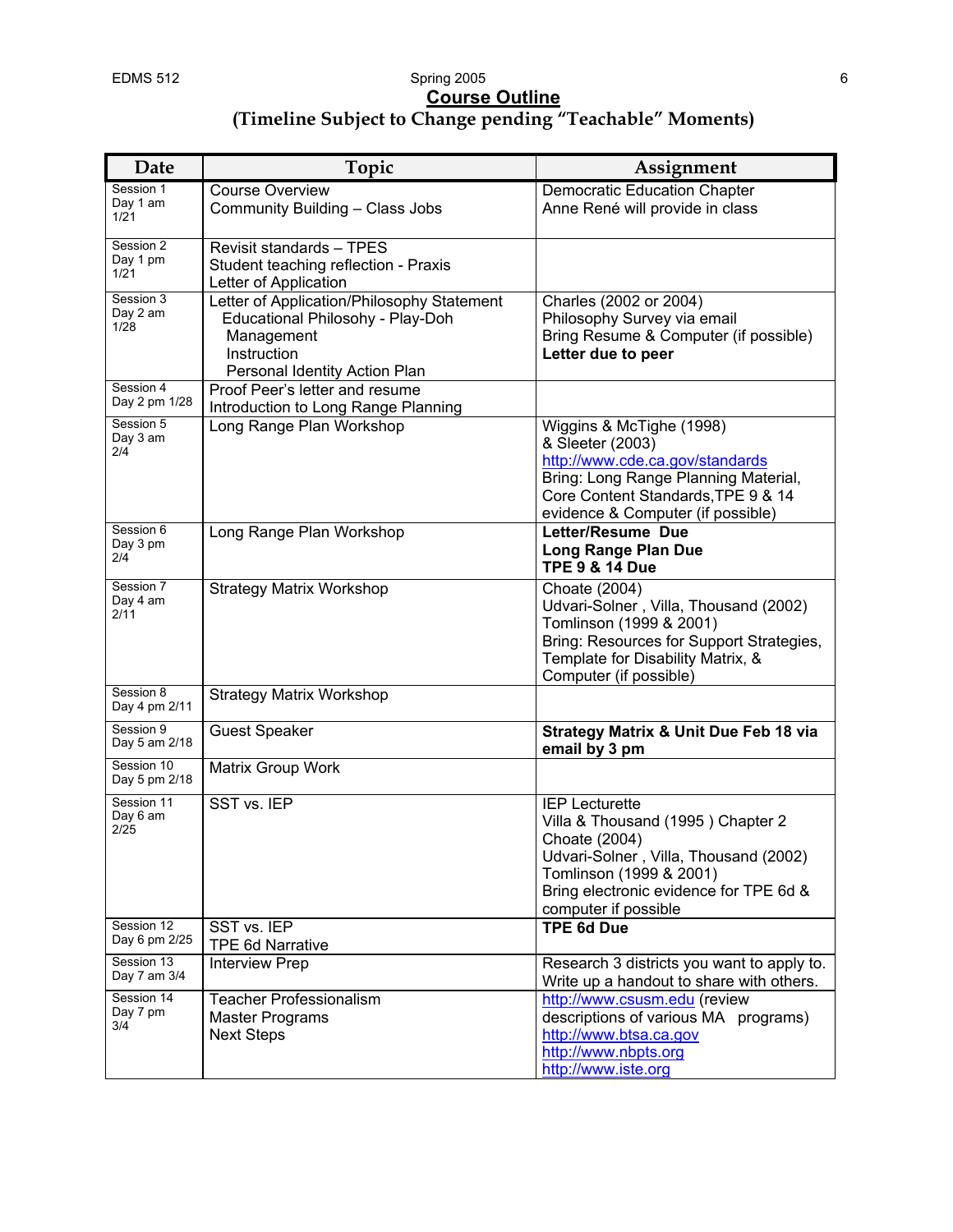# Course Outline

## (Timeline Subject to Change pending "Teachable" Moments)

| Date | Topic | Assignment |
|---|---|---|
| Session 1<br>Day 1 am<br>1/21 | Course Overview<br>Community Building – Class Jobs | Democratic Education Chapter<br>Anne René will provide in class |
| Session 2<br>Day 1 pm<br>1/21 | Revisit standards – TPES<br>Student teaching reflection - Praxis<br>Letter of Application | |
| Session 3<br>Day 2 am<br>1/28 | Letter of Application/Philosophy Statement<br>Educational Philosophy - Play-Doh<br>Management<br>Instruction<br>Personal Identity Action Plan | Charles (2002 or 2004)<br>Philosophy Survey via email<br>Bring Resume & Computer (if possible)<br>**Letter due to peer** |
| Session 4<br>Day 2 pm 1/28 | Proof Peer's letter and resume<br>Introduction to Long Range Planning | |
| Session 5<br>Day 3 am<br>2/4 | Long Range Plan Workshop | Wiggins & McTighe (1998)<br>& Sleeter (2003)<br>http://www.cde.ca.gov/standards<br>Bring: Long Range Planning Material, Core Content Standards, TPE 9 & 14 evidence & Computer (if possible) |
| Session 6<br>Day 3 pm<br>2/4 | Long Range Plan Workshop | **Letter/Resume Due**<br>**Long Range Plan Due**<br>**TPE 9 & 14 Due** |
| Session 7<br>Day 4 am<br>2/11 | Strategy Matrix Workshop | Choate (2004)<br>Udvari-Solner , Villa, Thousand (2002)<br>Tomlinson (1999 & 2001)<br>Bring: Resources for Support Strategies, Template for Disability Matrix, & Computer (if possible) |
| Session 8<br>Day 4 pm 2/11 | Strategy Matrix Workshop | |
| Session 9<br>Day 5 am 2/18 | Guest Speaker | **Strategy Matrix & Unit Due Feb 18 via email by 3 pm** |
| Session 10<br>Day 5 pm 2/18 | Matrix Group Work | |
| Session 11<br>Day 6 am<br>2/25 | SST vs. IEP | IEP Lecturette<br>Villa & Thousand (1995 ) Chapter 2<br>Choate (2004)<br>Udvari-Solner , Villa, Thousand (2002)<br>Tomlinson (1999 & 2001)<br>Bring electronic evidence for TPE 6d & computer if possible |
| Session 12<br>Day 6 pm 2/25 | SST vs. IEP<br>TPE 6d Narrative | **TPE 6d Due** |
| Session 13<br>Day 7 am 3/4 | Interview Prep | Research 3 districts you want to apply to. Write up a handout to share with others. |
| Session 14<br>Day 7 pm<br>3/4 | Teacher Professionalism<br>Master Programs<br>Next Steps | http://www.csusm.edu (review descriptions of various MA programs)<br>http://www.btsa.ca.gov<br>http://www.nbpts.org<br>http://www.iste.org |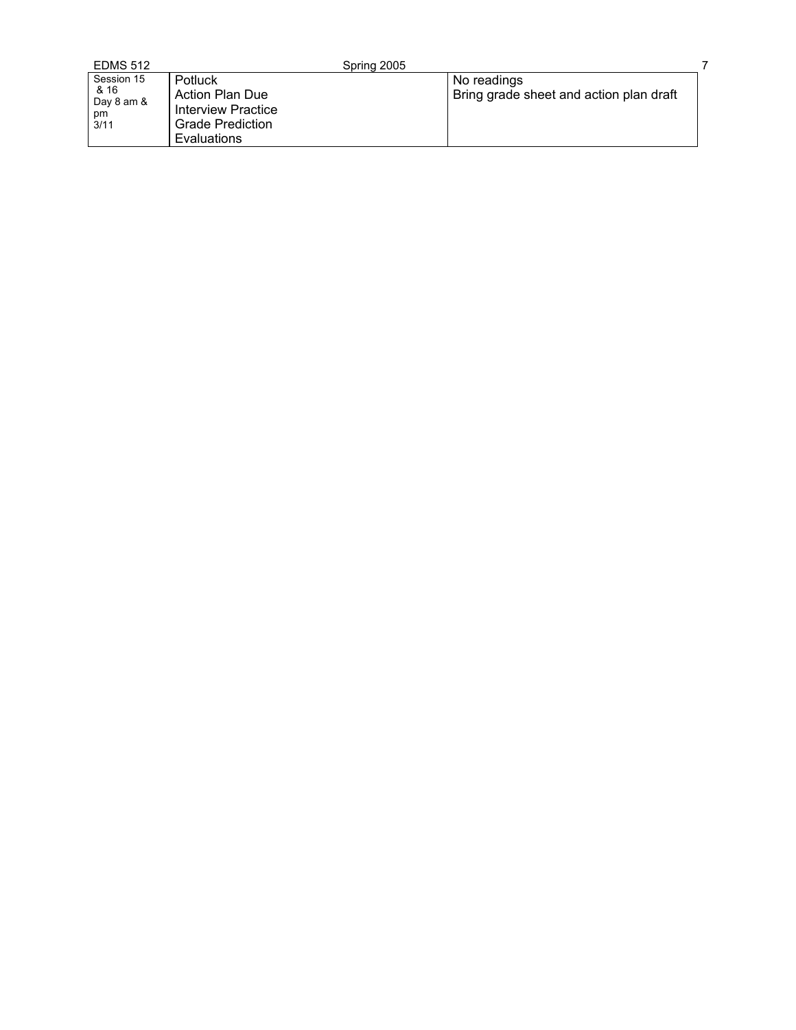| Session 15 & 16 Day 8 am & pm 3/11 | Potluck<br>Action Plan Due<br>Interview Practice<br>Grade Prediction<br>Evaluations | No readings<br>Bring grade sheet and action plan draft |
|---|---|---|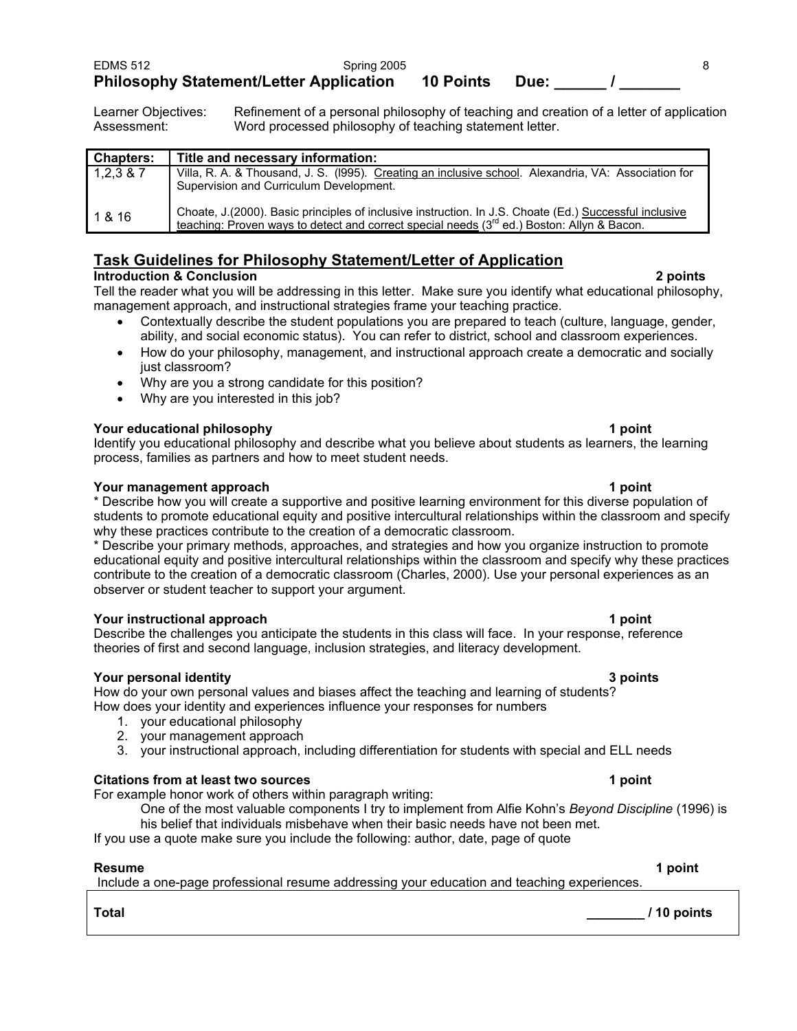## Philosophy Statement/Letter Application **10 Points** **Due: ______ / _______**

Learner Objectives: Refinement of a personal philosophy of teaching and creation of a letter of application
Assessment: Word processed philosophy of teaching statement letter.

| Chapters: | Title and necessary information: |
|---|---|
| 1,2,3 & 7 | Villa, R. A. & Thousand, J. S. (l995). Creating an inclusive school. Alexandria, VA: Association for Supervision and Curriculum Development. |
| 1 & 16 | Choate, J.(2000). Basic principles of inclusive instruction. In J.S. Choate (Ed.) Successful inclusive teaching: Proven ways to detect and correct special needs (3rd ed.) Boston: Allyn & Bacon. |

## Task Guidelines for Philosophy Statement/Letter of Application

**Introduction & Conclusion** **2 points**

Tell the reader what you will be addressing in this letter. Make sure you identify what educational philosophy, management approach, and instructional strategies frame your teaching practice.

- Contextually describe the student populations you are prepared to teach (culture, language, gender, ability, and social economic status). You can refer to district, school and classroom experiences.
- How do your philosophy, management, and instructional approach create a democratic and socially just classroom?
- Why are you a strong candidate for this position?
- Why are you interested in this job?

**Your educational philosophy** **1 point**

Identify you educational philosophy and describe what you believe about students as learners, the learning process, families as partners and how to meet student needs.

**Your management approach** **1 point**

* Describe how you will create a supportive and positive learning environment for this diverse population of students to promote educational equity and positive intercultural relationships within the classroom and specify why these practices contribute to the creation of a democratic classroom.

* Describe your primary methods, approaches, and strategies and how you organize instruction to promote educational equity and positive intercultural relationships within the classroom and specify why these practices contribute to the creation of a democratic classroom (Charles, 2000). Use your personal experiences as an observer or student teacher to support your argument.

**Your instructional approach** **1 point**

Describe the challenges you anticipate the students in this class will face. In your response, reference theories of first and second language, inclusion strategies, and literacy development.

**Your personal identity** **3 points**

How do your own personal values and biases affect the teaching and learning of students?
How does your identity and experiences influence your responses for numbers

1. your educational philosophy
2. your management approach
3. your instructional approach, including differentiation for students with special and ELL needs

**Citations from at least two sources** **1 point**

For example honor work of others within paragraph writing:

> One of the most valuable components I try to implement from Alfie Kohn's *Beyond Discipline* (1996) is his belief that individuals misbehave when their basic needs have not been met.

If you use a quote make sure you include the following: author, date, page of quote

**Resume** **1 point**

Include a one-page professional resume addressing your education and teaching experiences.

| **Total** | **________ / 10 points** |
|---|---|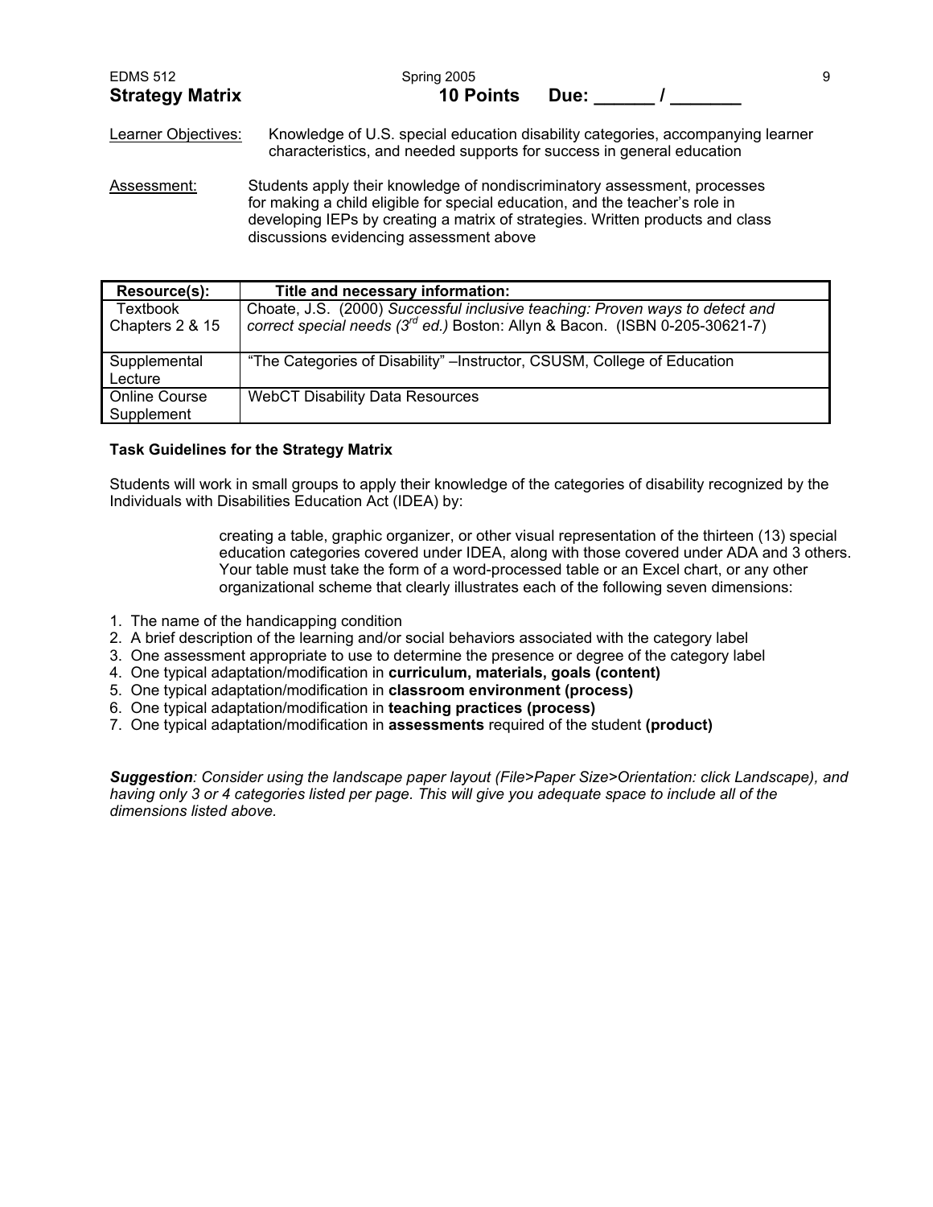# Strategy Matrix

**10 Points Due: ______ / _______**

Learner Objectives: Knowledge of U.S. special education disability categories, accompanying learner characteristics, and needed supports for success in general education

Assessment: Students apply their knowledge of nondiscriminatory assessment, processes for making a child eligible for special education, and the teacher's role in developing IEPs by creating a matrix of strategies. Written products and class discussions evidencing assessment above

| Resource(s): | Title and necessary information: |
|---|---|
| Textbook Chapters 2 & 15 | Choate, J.S. (2000) *Successful inclusive teaching: Proven ways to detect and correct special needs (3rd ed.)* Boston: Allyn & Bacon. (ISBN 0-205-30621-7) |
| Supplemental Lecture | "The Categories of Disability" –Instructor, CSUSM, College of Education |
| Online Course Supplement | WebCT Disability Data Resources |

**Task Guidelines for the Strategy Matrix**

Students will work in small groups to apply their knowledge of the categories of disability recognized by the Individuals with Disabilities Education Act (IDEA) by:

> creating a table, graphic organizer, or other visual representation of the thirteen (13) special education categories covered under IDEA, along with those covered under ADA and 3 others. Your table must take the form of a word-processed table or an Excel chart, or any other organizational scheme that clearly illustrates each of the following seven dimensions:

1. The name of the handicapping condition
2. A brief description of the learning and/or social behaviors associated with the category label
3. One assessment appropriate to use to determine the presence or degree of the category label
4. One typical adaptation/modification in **curriculum, materials, goals (content)**
5. One typical adaptation/modification in **classroom environment (process)**
6. One typical adaptation/modification in **teaching practices (process)**
7. One typical adaptation/modification in **assessments** required of the student **(product)**

***Suggestion****: Consider using the landscape paper layout (File>Paper Size>Orientation: click Landscape), and having only 3 or 4 categories listed per page. This will give you adequate space to include all of the dimensions listed above.*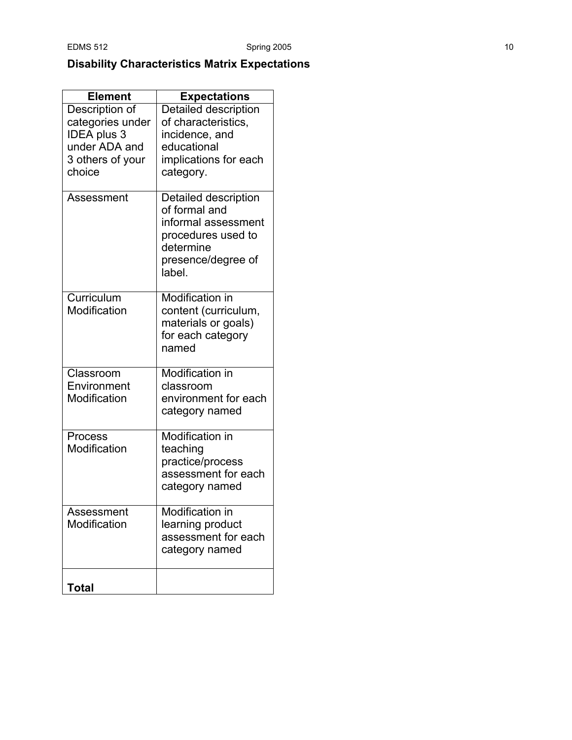## Disability Characteristics Matrix Expectations

| Element | Expectations |
|---|---|
| Description of categories under IDEA plus 3 under ADA and 3 others of your choice | Detailed description of characteristics, incidence, and educational implications for each category. |
| Assessment | Detailed description of formal and informal assessment procedures used to determine presence/degree of label. |
| Curriculum Modification | Modification in content (curriculum, materials or goals) for each category named |
| Classroom Environment Modification | Modification in classroom environment for each category named |
| Process Modification | Modification in teaching practice/process assessment for each category named |
| Assessment Modification | Modification in learning product assessment for each category named |
| **Total** | |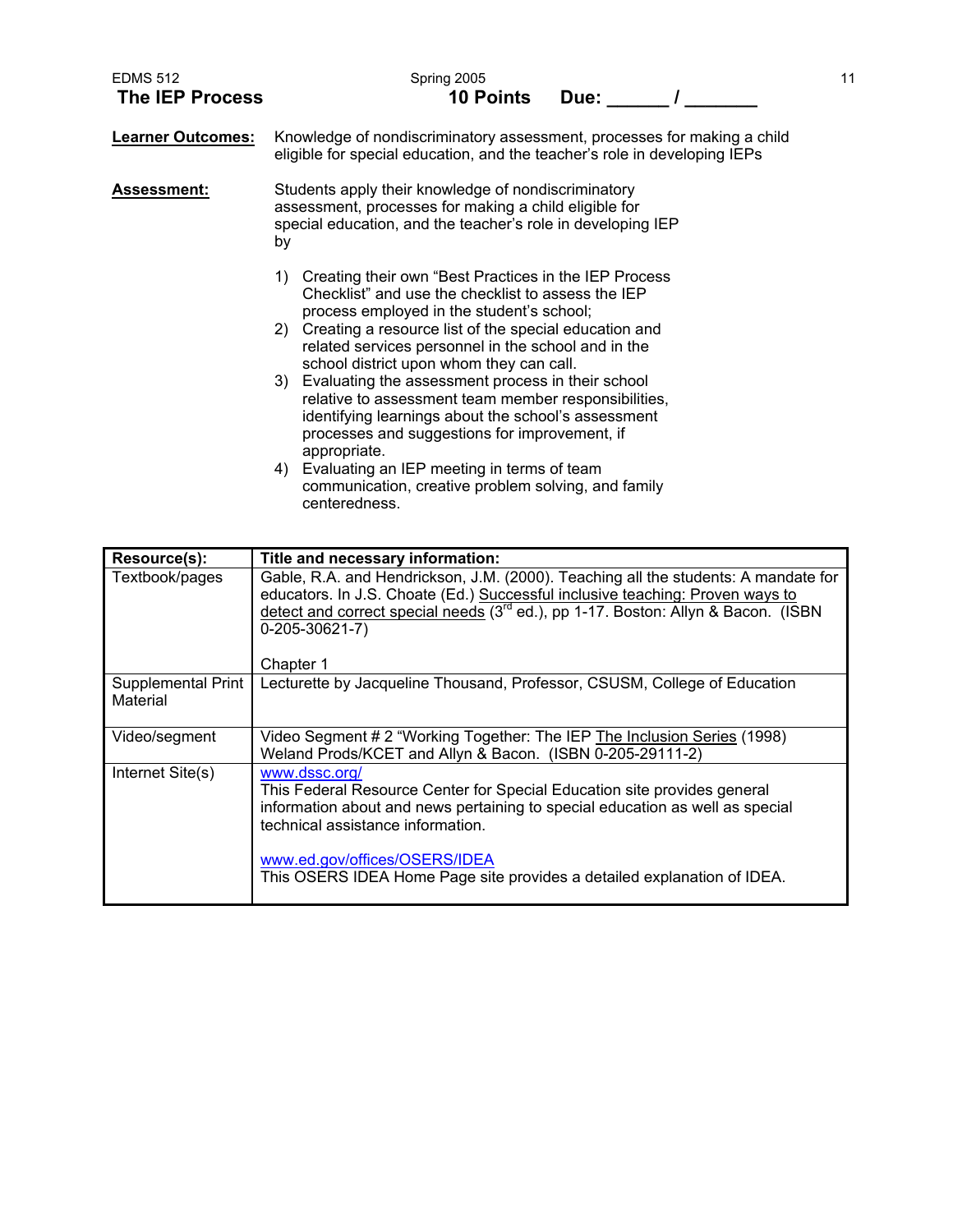# The IEP Process

**10 Points** **Due: ______ / _______**

**Learner Outcomes:** Knowledge of nondiscriminatory assessment, processes for making a child eligible for special education, and the teacher's role in developing IEPs

**Assessment:** Students apply their knowledge of nondiscriminatory assessment, processes for making a child eligible for special education, and the teacher's role in developing IEP by

1) Creating their own "Best Practices in the IEP Process Checklist" and use the checklist to assess the IEP process employed in the student's school;
2) Creating a resource list of the special education and related services personnel in the school and in the school district upon whom they can call.
3) Evaluating the assessment process in their school relative to assessment team member responsibilities, identifying learnings about the school's assessment processes and suggestions for improvement, if appropriate.
4) Evaluating an IEP meeting in terms of team communication, creative problem solving, and family centeredness.

| Resource(s): | Title and necessary information: |
|---|---|
| Textbook/pages | Gable, R.A. and Hendrickson, J.M. (2000). Teaching all the students: A mandate for educators. In J.S. Choate (Ed.) Successful inclusive teaching: Proven ways to detect and correct special needs (3rd ed.), pp 1-17. Boston: Allyn & Bacon. (ISBN 0-205-30621-7)<br><br>Chapter 1 |
| Supplemental Print Material | Lecturette by Jacqueline Thousand, Professor, CSUSM, College of Education |
| Video/segment | Video Segment # 2 "Working Together: The IEP The Inclusion Series (1998) Weland Prods/KCET and Allyn & Bacon. (ISBN 0-205-29111-2) |
| Internet Site(s) | www.dssc.org/<br>This Federal Resource Center for Special Education site provides general information about and news pertaining to special education as well as special technical assistance information.<br><br>www.ed.gov/offices/OSERS/IDEA<br>This OSERS IDEA Home Page site provides a detailed explanation of IDEA. |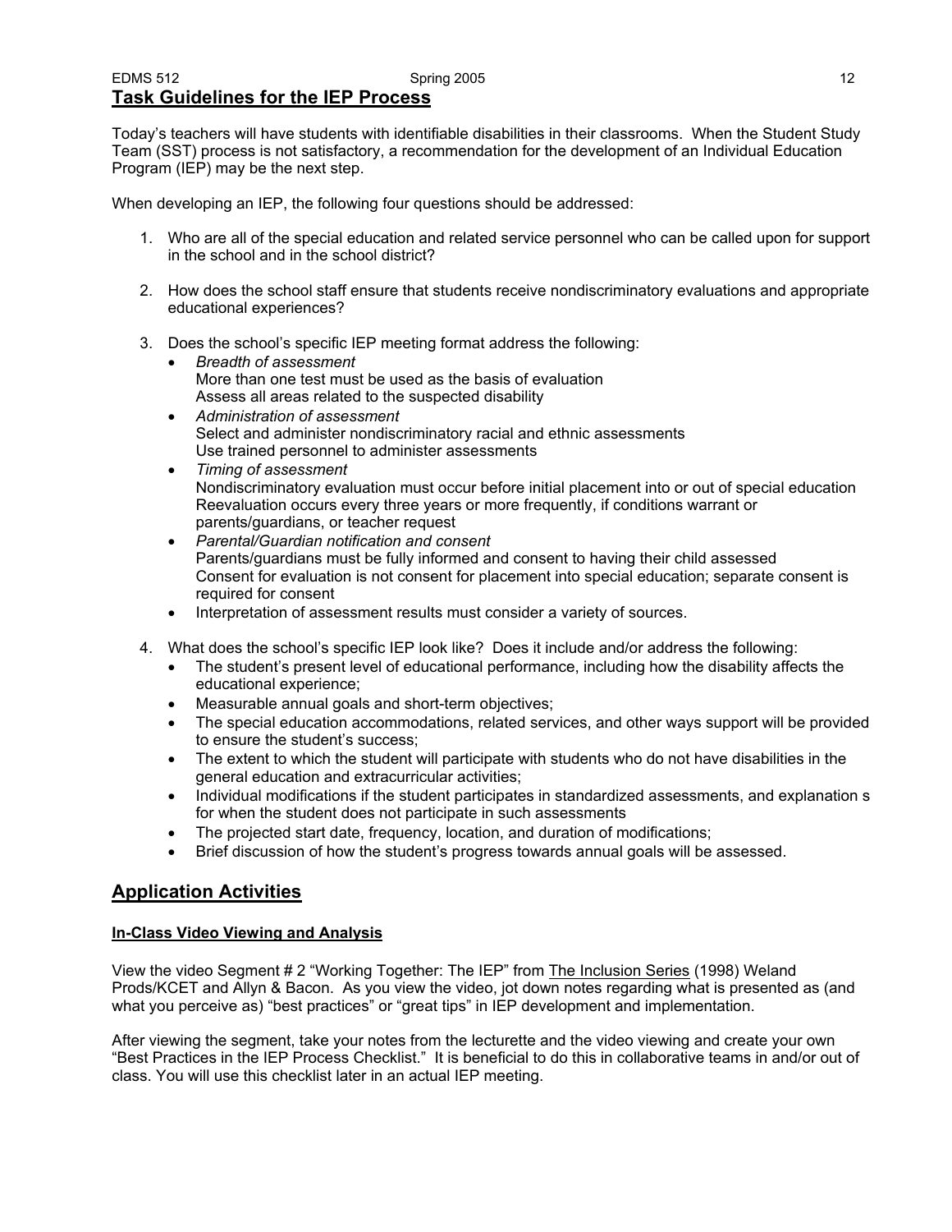## Task Guidelines for the IEP Process

Today's teachers will have students with identifiable disabilities in their classrooms. When the Student Study Team (SST) process is not satisfactory, a recommendation for the development of an Individual Education Program (IEP) may be the next step.

When developing an IEP, the following four questions should be addressed:

1. Who are all of the special education and related service personnel who can be called upon for support in the school and in the school district?

2. How does the school staff ensure that students receive nondiscriminatory evaluations and appropriate educational experiences?

3. Does the school's specific IEP meeting format address the following:
   - *Breadth of assessment*
     More than one test must be used as the basis of evaluation
     Assess all areas related to the suspected disability
   - *Administration of assessment*
     Select and administer nondiscriminatory racial and ethnic assessments
     Use trained personnel to administer assessments
   - *Timing of assessment*
     Nondiscriminatory evaluation must occur before initial placement into or out of special education
     Reevaluation occurs every three years or more frequently, if conditions warrant or parents/guardians, or teacher request
   - *Parental/Guardian notification and consent*
     Parents/guardians must be fully informed and consent to having their child assessed
     Consent for evaluation is not consent for placement into special education; separate consent is required for consent
   - Interpretation of assessment results must consider a variety of sources.

4. What does the school's specific IEP look like? Does it include and/or address the following:
   - The student's present level of educational performance, including how the disability affects the educational experience;
   - Measurable annual goals and short-term objectives;
   - The special education accommodations, related services, and other ways support will be provided to ensure the student's success;
   - The extent to which the student will participate with students who do not have disabilities in the general education and extracurricular activities;
   - Individual modifications if the student participates in standardized assessments, and explanation s for when the student does not participate in such assessments
   - The projected start date, frequency, location, and duration of modifications;
   - Brief discussion of how the student's progress towards annual goals will be assessed.

## Application Activities

### In-Class Video Viewing and Analysis

View the video Segment # 2 "Working Together: The IEP" from The Inclusion Series (1998) Weland Prods/KCET and Allyn & Bacon. As you view the video, jot down notes regarding what is presented as (and what you perceive as) "best practices" or "great tips" in IEP development and implementation.

After viewing the segment, take your notes from the lecturette and the video viewing and create your own "Best Practices in the IEP Process Checklist." It is beneficial to do this in collaborative teams in and/or out of class. You will use this checklist later in an actual IEP meeting.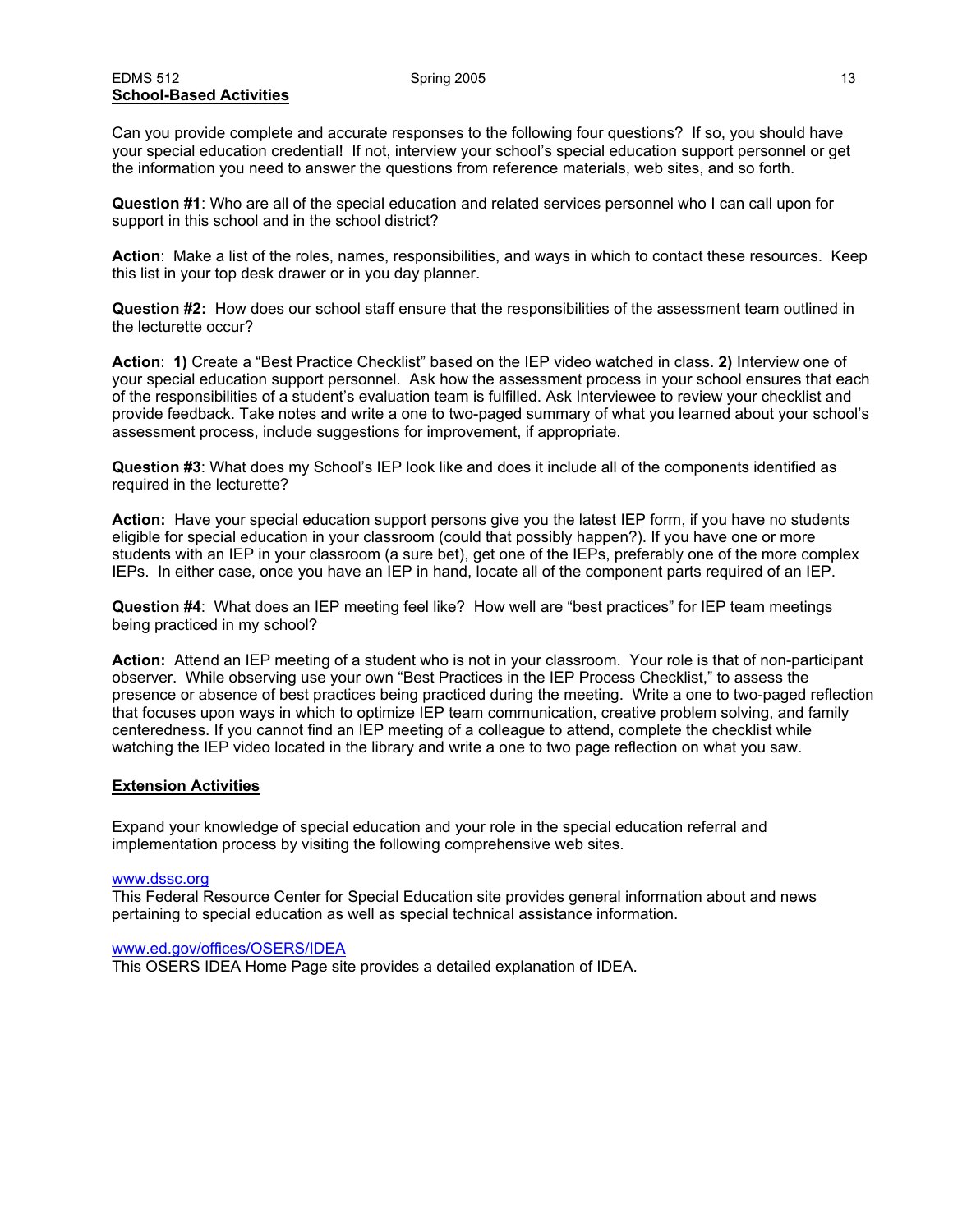## School-Based Activities

Can you provide complete and accurate responses to the following four questions? If so, you should have your special education credential! If not, interview your school's special education support personnel or get the information you need to answer the questions from reference materials, web sites, and so forth.

**Question #1**: Who are all of the special education and related services personnel who I can call upon for support in this school and in the school district?

**Action**: Make a list of the roles, names, responsibilities, and ways in which to contact these resources. Keep this list in your top desk drawer or in you day planner.

**Question #2:** How does our school staff ensure that the responsibilities of the assessment team outlined in the lecturette occur?

**Action**: **1)** Create a "Best Practice Checklist" based on the IEP video watched in class. **2)** Interview one of your special education support personnel. Ask how the assessment process in your school ensures that each of the responsibilities of a student's evaluation team is fulfilled. Ask Interviewee to review your checklist and provide feedback. Take notes and write a one to two-paged summary of what you learned about your school's assessment process, include suggestions for improvement, if appropriate.

**Question #3**: What does my School's IEP look like and does it include all of the components identified as required in the lecturette?

**Action:** Have your special education support persons give you the latest IEP form, if you have no students eligible for special education in your classroom (could that possibly happen?). If you have one or more students with an IEP in your classroom (a sure bet), get one of the IEPs, preferably one of the more complex IEPs. In either case, once you have an IEP in hand, locate all of the component parts required of an IEP.

**Question #4**: What does an IEP meeting feel like? How well are "best practices" for IEP team meetings being practiced in my school?

**Action:** Attend an IEP meeting of a student who is not in your classroom. Your role is that of non-participant observer. While observing use your own "Best Practices in the IEP Process Checklist," to assess the presence or absence of best practices being practiced during the meeting. Write a one to two-paged reflection that focuses upon ways in which to optimize IEP team communication, creative problem solving, and family centeredness. If you cannot find an IEP meeting of a colleague to attend, complete the checklist while watching the IEP video located in the library and write a one to two page reflection on what you saw.

## Extension Activities

Expand your knowledge of special education and your role in the special education referral and implementation process by visiting the following comprehensive web sites.

www.dssc.org
This Federal Resource Center for Special Education site provides general information about and news pertaining to special education as well as special technical assistance information.

www.ed.gov/offices/OSERS/IDEA
This OSERS IDEA Home Page site provides a detailed explanation of IDEA.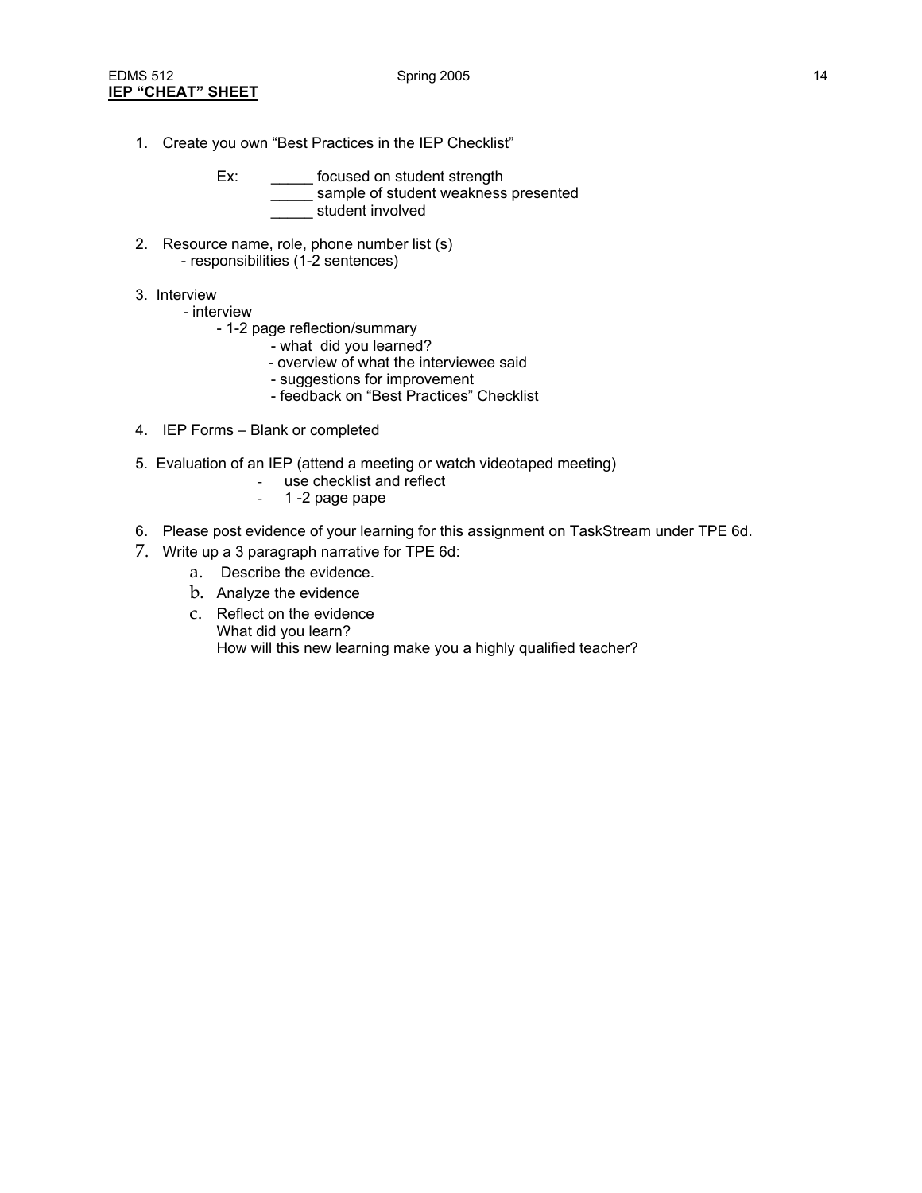**IEP "CHEAT" SHEET**

1. Create you own "Best Practices in the IEP Checklist"

   Ex: _____ focused on student strength
   _____ sample of student weakness presented
   _____ student involved

2. Resource name, role, phone number list (s)
   - responsibilities (1-2 sentences)

3. Interview
   - interview
     - 1-2 page reflection/summary
       - what did you learned?
       - overview of what the interviewee said
       - suggestions for improvement
       - feedback on "Best Practices" Checklist

4. IEP Forms – Blank or completed

5. Evaluation of an IEP (attend a meeting or watch videotaped meeting)
   - use checklist and reflect
   - 1 -2 page pape

6. Please post evidence of your learning for this assignment on TaskStream under TPE 6d.
7. Write up a 3 paragraph narrative for TPE 6d:
   a. Describe the evidence.
   b. Analyze the evidence
   c. Reflect on the evidence
      What did you learn?
      How will this new learning make you a highly qualified teacher?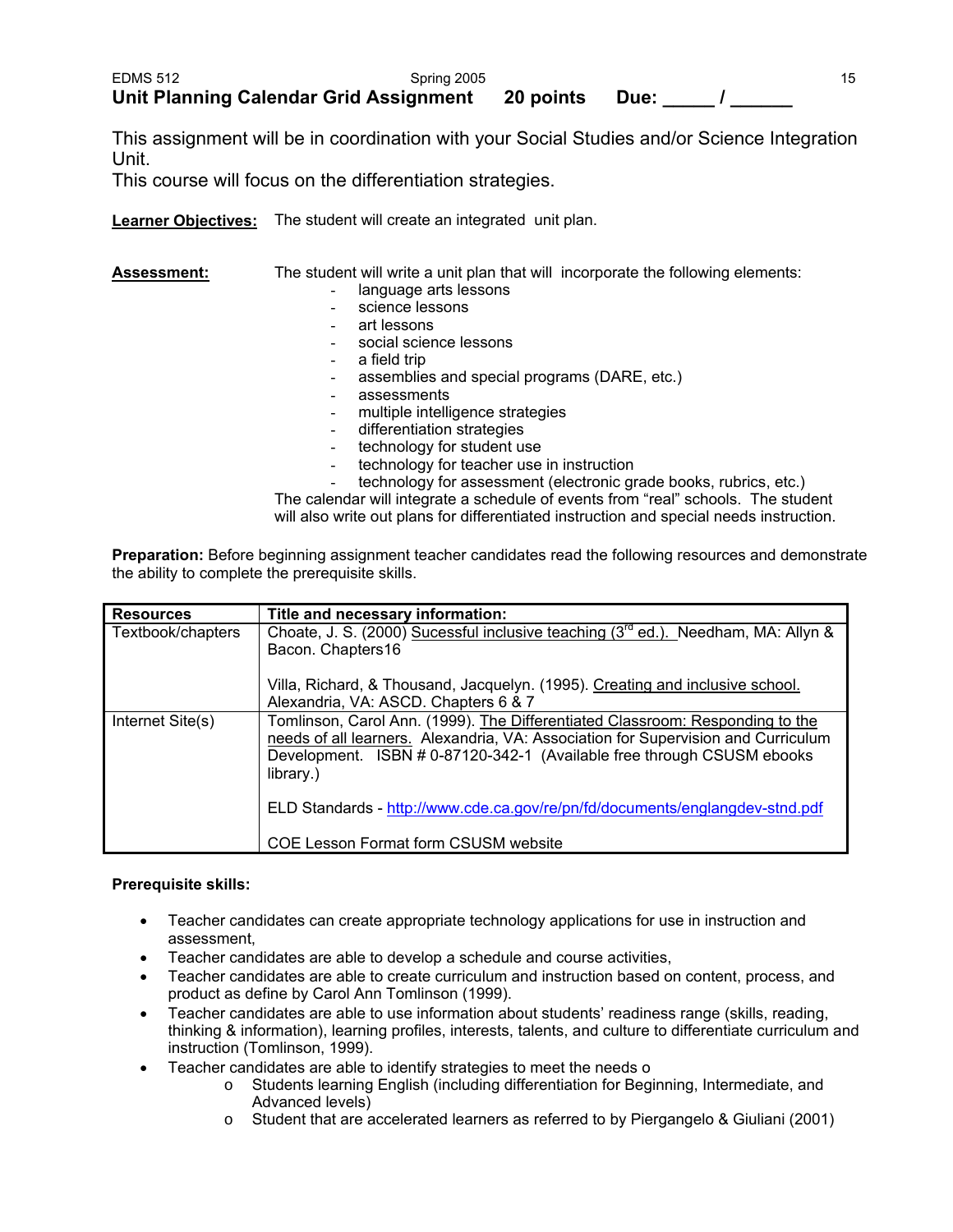## Unit Planning Calendar Grid Assignment 20 points Due: _____ / ______

This assignment will be in coordination with your Social Studies and/or Science Integration Unit.
This course will focus on the differentiation strategies.

**Learner Objectives:** The student will create an integrated unit plan.

**Assessment:** The student will write a unit plan that will incorporate the following elements:

- language arts lessons
- science lessons
- art lessons
- social science lessons
- a field trip
- assemblies and special programs (DARE, etc.)
- assessments
- multiple intelligence strategies
- differentiation strategies
- technology for student use
- technology for teacher use in instruction
- technology for assessment (electronic grade books, rubrics, etc.)

The calendar will integrate a schedule of events from "real" schools. The student will also write out plans for differentiated instruction and special needs instruction.

**Preparation:** Before beginning assignment teacher candidates read the following resources and demonstrate the ability to complete the prerequisite skills.

| Resources | Title and necessary information: |
|---|---|
| Textbook/chapters | Choate, J. S. (2000) Sucessful inclusive teaching (3rd ed.). Needham, MA: Allyn & Bacon. Chapters16<br><br>Villa, Richard, & Thousand, Jacquelyn. (1995). Creating and inclusive school. Alexandria, VA: ASCD. Chapters 6 & 7 |
| Internet Site(s) | Tomlinson, Carol Ann. (1999). The Differentiated Classroom: Responding to the needs of all learners. Alexandria, VA: Association for Supervision and Curriculum Development. ISBN # 0-87120-342-1 (Available free through CSUSM ebooks library.)<br><br>ELD Standards - http://www.cde.ca.gov/re/pn/fd/documents/englangdev-stnd.pdf<br><br>COE Lesson Format form CSUSM website |

**Prerequisite skills:**

- Teacher candidates can create appropriate technology applications for use in instruction and assessment,
- Teacher candidates are able to develop a schedule and course activities,
- Teacher candidates are able to create curriculum and instruction based on content, process, and product as define by Carol Ann Tomlinson (1999).
- Teacher candidates are able to use information about students' readiness range (skills, reading, thinking & information), learning profiles, interests, talents, and culture to differentiate curriculum and instruction (Tomlinson, 1999).
- Teacher candidates are able to identify strategies to meet the needs o
  - Students learning English (including differentiation for Beginning, Intermediate, and Advanced levels)
  - Student that are accelerated learners as referred to by Piergangelo & Giuliani (2001)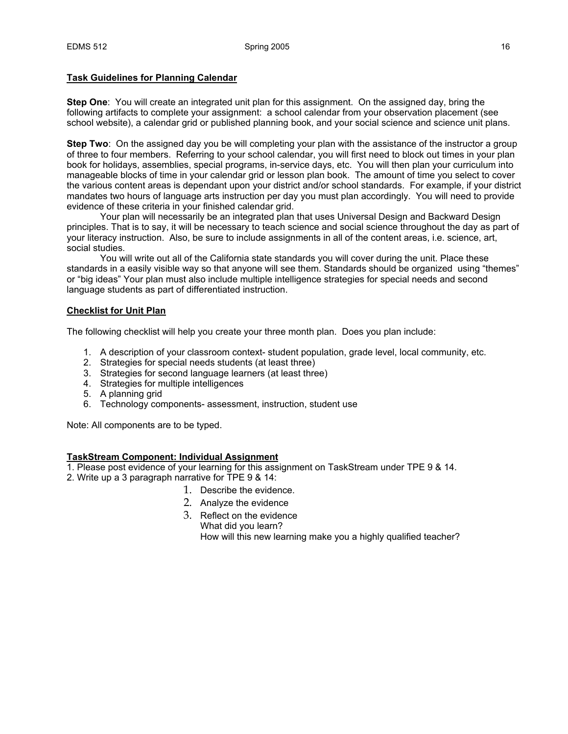**Task Guidelines for Planning Calendar**

**Step One**: You will create an integrated unit plan for this assignment. On the assigned day, bring the following artifacts to complete your assignment: a school calendar from your observation placement (see school website), a calendar grid or published planning book, and your social science and science unit plans.

**Step Two**: On the assigned day you be will completing your plan with the assistance of the instructor a group of three to four members. Referring to your school calendar, you will first need to block out times in your plan book for holidays, assemblies, special programs, in-service days, etc. You will then plan your curriculum into manageable blocks of time in your calendar grid or lesson plan book. The amount of time you select to cover the various content areas is dependant upon your district and/or school standards. For example, if your district mandates two hours of language arts instruction per day you must plan accordingly. You will need to provide evidence of these criteria in your finished calendar grid.

Your plan will necessarily be an integrated plan that uses Universal Design and Backward Design principles. That is to say, it will be necessary to teach science and social science throughout the day as part of your literacy instruction. Also, be sure to include assignments in all of the content areas, i.e. science, art, social studies.

You will write out all of the California state standards you will cover during the unit. Place these standards in a easily visible way so that anyone will see them. Standards should be organized using "themes" or "big ideas" Your plan must also include multiple intelligence strategies for special needs and second language students as part of differentiated instruction.

**Checklist for Unit Plan**

The following checklist will help you create your three month plan. Does you plan include:

1. A description of your classroom context- student population, grade level, local community, etc.
2. Strategies for special needs students (at least three)
3. Strategies for second language learners (at least three)
4. Strategies for multiple intelligences
5. A planning grid
6. Technology components- assessment, instruction, student use

Note: All components are to be typed.

**TaskStream Component: Individual Assignment**

1. Please post evidence of your learning for this assignment on TaskStream under TPE 9 & 14.
2. Write up a 3 paragraph narrative for TPE 9 & 14:
    1. Describe the evidence.
    2. Analyze the evidence
    3. Reflect on the evidence
       What did you learn?
       How will this new learning make you a highly qualified teacher?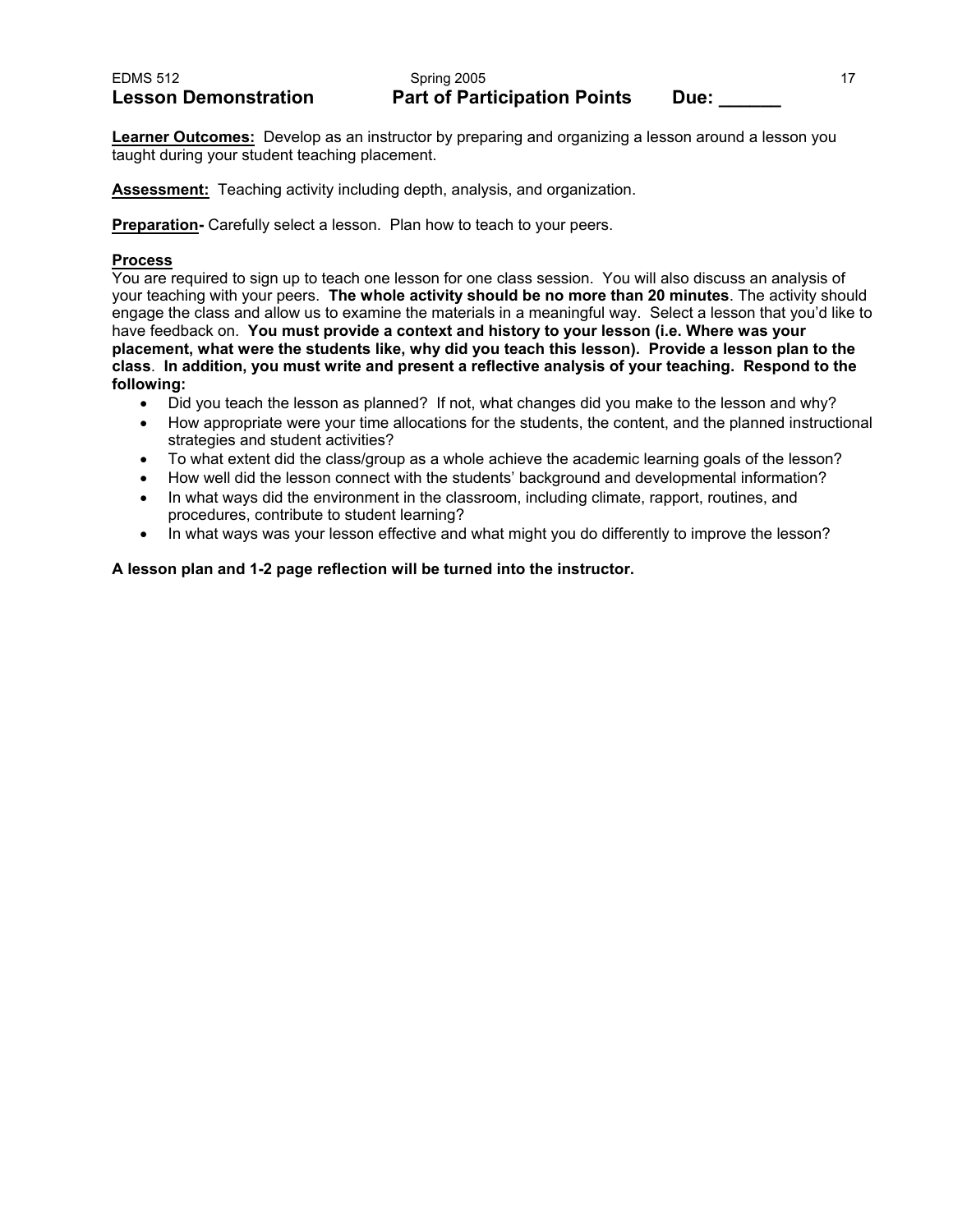## Lesson Demonstration — Part of Participation Points — Due: ______

**Learner Outcomes:** Develop as an instructor by preparing and organizing a lesson around a lesson you taught during your student teaching placement.

**Assessment:** Teaching activity including depth, analysis, and organization.

**Preparation-** Carefully select a lesson. Plan how to teach to your peers.

**Process**

You are required to sign up to teach one lesson for one class session. You will also discuss an analysis of your teaching with your peers. **The whole activity should be no more than 20 minutes**. The activity should engage the class and allow us to examine the materials in a meaningful way. Select a lesson that you'd like to have feedback on. **You must provide a context and history to your lesson (i.e. Where was your placement, what were the students like, why did you teach this lesson). Provide a lesson plan to the class**. **In addition, you must write and present a reflective analysis of your teaching. Respond to the following:**

- Did you teach the lesson as planned? If not, what changes did you make to the lesson and why?
- How appropriate were your time allocations for the students, the content, and the planned instructional strategies and student activities?
- To what extent did the class/group as a whole achieve the academic learning goals of the lesson?
- How well did the lesson connect with the students' background and developmental information?
- In what ways did the environment in the classroom, including climate, rapport, routines, and procedures, contribute to student learning?
- In what ways was your lesson effective and what might you do differently to improve the lesson?

**A lesson plan and 1-2 page reflection will be turned into the instructor.**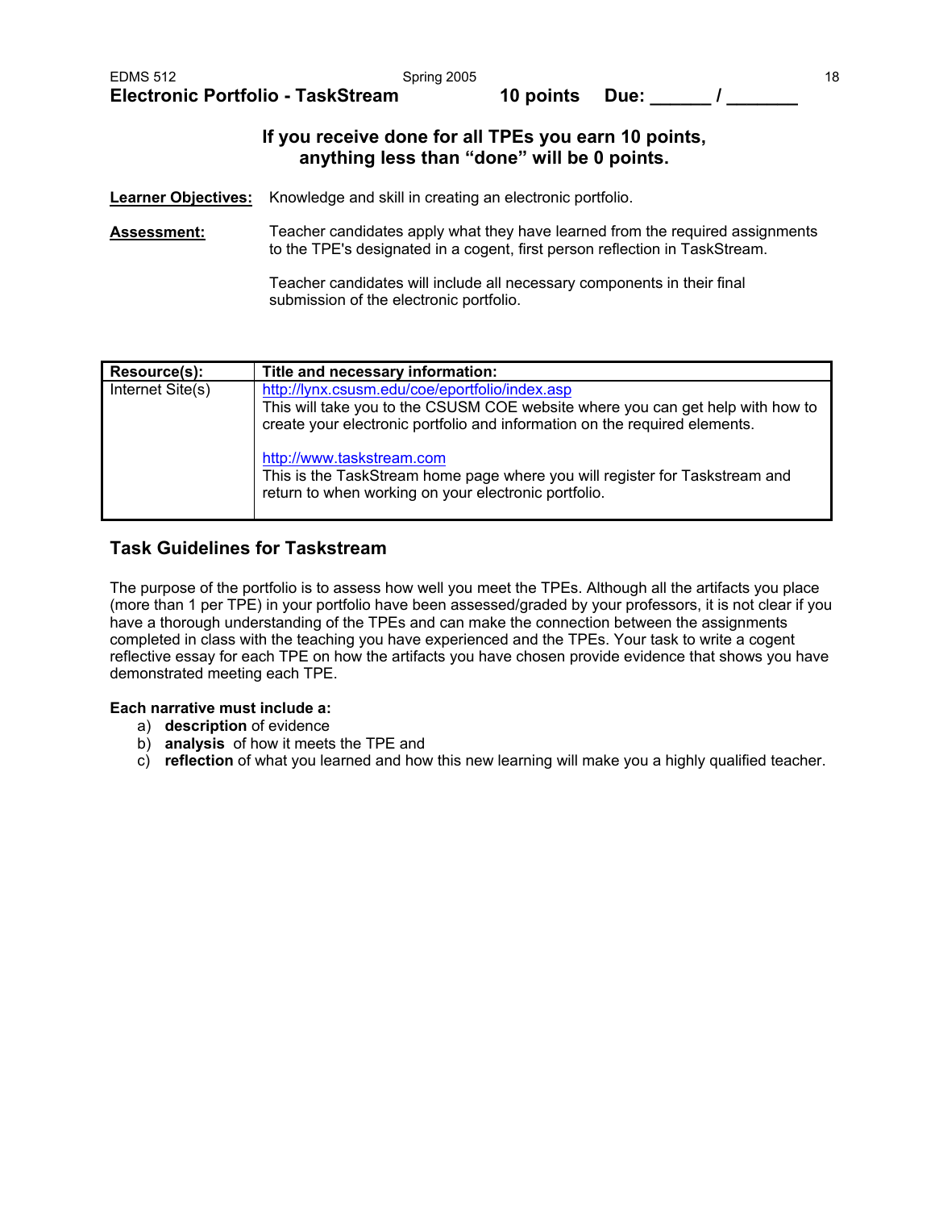## Electronic Portfolio - TaskStream

**10 points Due: ______ / _______**

**If you receive done for all TPEs you earn 10 points, anything less than "done" will be 0 points.**

**Learner Objectives:** Knowledge and skill in creating an electronic portfolio.

**Assessment:** Teacher candidates apply what they have learned from the required assignments to the TPE's designated in a cogent, first person reflection in TaskStream.

Teacher candidates will include all necessary components in their final submission of the electronic portfolio.

| Resource(s): | Title and necessary information: |
| --- | --- |
| Internet Site(s) | http://lynx.csusm.edu/coe/eportfolio/index.asp<br>This will take you to the CSUSM COE website where you can get help with how to create your electronic portfolio and information on the required elements.<br><br>http://www.taskstream.com<br>This is the TaskStream home page where you will register for Taskstream and return to when working on your electronic portfolio. |

### Task Guidelines for Taskstream

The purpose of the portfolio is to assess how well you meet the TPEs. Although all the artifacts you place (more than 1 per TPE) in your portfolio have been assessed/graded by your professors, it is not clear if you have a thorough understanding of the TPEs and can make the connection between the assignments completed in class with the teaching you have experienced and the TPEs. Your task to write a cogent reflective essay for each TPE on how the artifacts you have chosen provide evidence that shows you have demonstrated meeting each TPE.

**Each narrative must include a:**

a) **description** of evidence
b) **analysis** of how it meets the TPE and
c) **reflection** of what you learned and how this new learning will make you a highly qualified teacher.